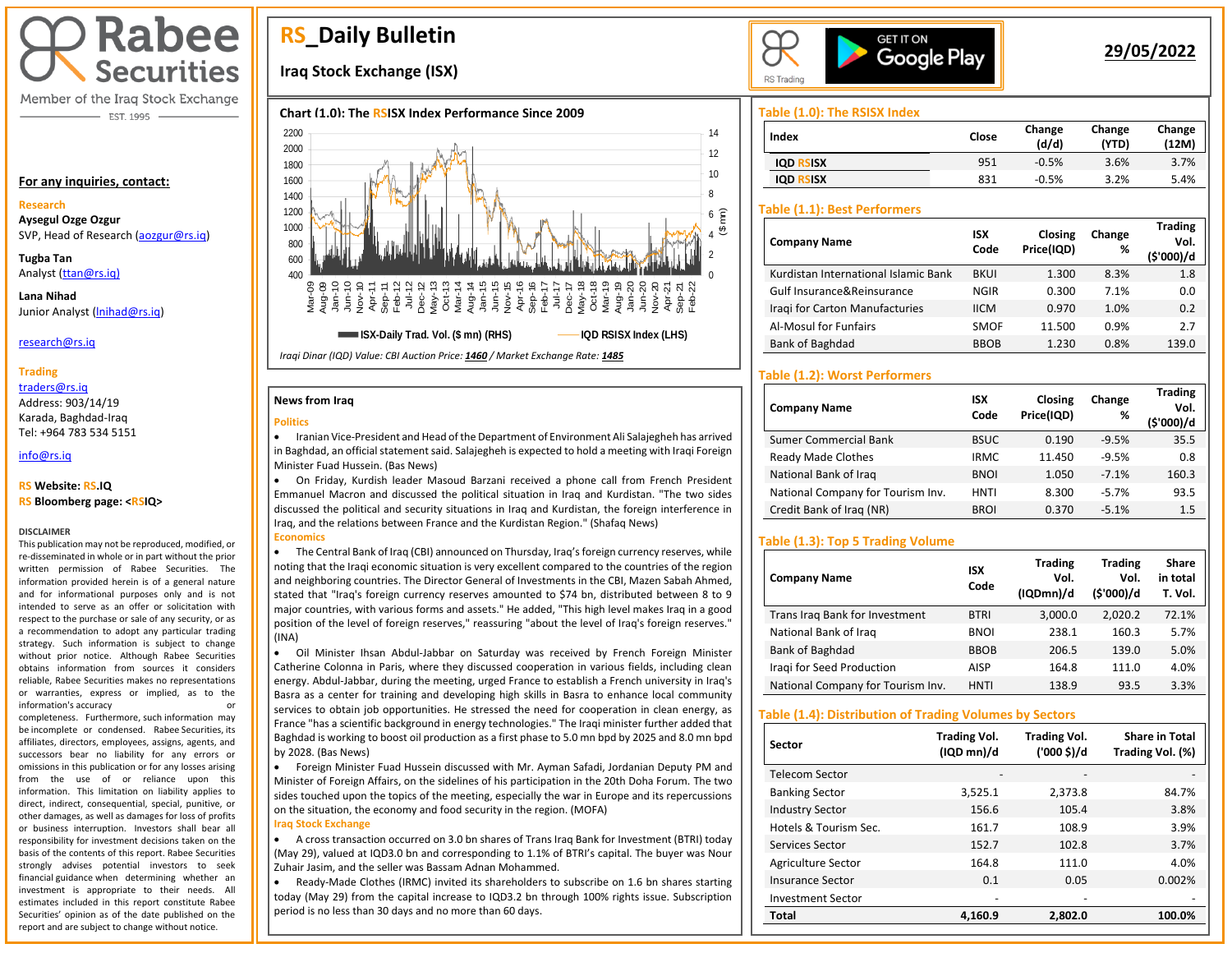Rabee Securities

Member of the Iraq Stock Exchange

EST. 1995

# RS_Daily Bulletin

## Iraq Stock Exchange (ISX)

29/05/2022

**For any inquiries, contact:**

**Research**

**Aysegul Ozge Ozgur**
SVP, Head of Research (aozgur@rs.iq)

**Tugba Tan**
Analyst (ttan@rs.iq)

**Lana Nihad**
Junior Analyst (lnihad@rs.iq)

research@rs.iq

**Trading**

traders@rs.iq
Address: 903/14/19
Karada, Baghdad-Iraq
Tel: +964 783 534 5151

info@rs.iq

**RS Website: RS.IQ**
**RS Bloomberg page: <RSIQ>**

**DISCLAIMER**

This publication may not be reproduced, modified, or re-disseminated in whole or in part without the prior written permission of Rabee Securities. The information provided herein is of a general nature and for informational purposes only and is not intended to serve as an offer or solicitation with respect to the purchase or sale of any security, or as a recommendation to adopt any particular trading strategy. Such information is subject to change without prior notice. Although Rabee Securities obtains information from sources it considers reliable, Rabee Securities makes no representations or warranties, express or implied, as to the information's accuracy or completeness. Furthermore, such information may be incomplete or condensed. Rabee Securities, its affiliates, directors, employees, assigns, agents, and successors bear no liability for any errors or omissions in this publication or for any losses arising from the use of or reliance upon this information. This limitation on liability applies to direct, indirect, consequential, special, punitive, or other damages, as well as damages for loss of profits or business interruption. Investors shall bear all responsibility for investment decisions taken on the basis of the contents of this report. Rabee Securities strongly advises potential investors to seek financial guidance when determining whether an investment is appropriate to their needs. All estimates included in this report constitute Rabee Securities' opinion as of the date published on the report and are subject to change without notice.

### Chart (1.0): The RSISX Index Performance Since 2009

Legend: ISX-Daily Trad. Vol. ($ mn) (RHS); IQD RSISX Index (LHS)

*Iraqi Dinar (IQD) Value: CBI Auction Price: 1460 / Market Exchange Rate: 1485*

### News from Iraq

**Politics**

- Iranian Vice-President and Head of the Department of Environment Ali Salajegheh has arrived in Baghdad, an official statement said. Salajegheh is expected to hold a meeting with Iraqi Foreign Minister Fuad Hussein. (Bas News)
- On Friday, Kurdish leader Masoud Barzani received a phone call from French President Emmanuel Macron and discussed the political situation in Iraq and Kurdistan. "The two sides discussed the political and security situations in Iraq and Kurdistan, the foreign interference in Iraq, and the relations between France and the Kurdistan Region." (Shafaq News)

**Economics**

- The Central Bank of Iraq (CBI) announced on Thursday, Iraq's foreign currency reserves, while noting that the Iraqi economic situation is very excellent compared to the countries of the region and neighboring countries. The Director General of Investments in the CBI, Mazen Sabah Ahmed, stated that "Iraq's foreign currency reserves amounted to $74 bn, distributed between 8 to 9 major countries, with various forms and assets." He added, "This high level makes Iraq in a good position of the level of foreign reserves," reassuring "about the level of Iraq's foreign reserves." (INA)
- Oil Minister Ihsan Abdul-Jabbar on Saturday was received by French Foreign Minister Catherine Colonna in Paris, where they discussed cooperation in various fields, including clean energy. Abdul-Jabbar, during the meeting, urged France to establish a French university in Iraq's Basra as a center for training and developing high skills in Basra to enhance local community services to obtain job opportunities. He stressed the need for cooperation in clean energy, as France "has a scientific background in energy technologies." The Iraqi minister further added that Baghdad is working to boost oil production as a first phase to 5.0 mn bpd by 2025 and 8.0 mn bpd by 2028. (Bas News)
- Foreign Minister Fuad Hussein discussed with Mr. Ayman Safadi, Jordanian Deputy PM and Minister of Foreign Affairs, on the sidelines of his participation in the 20th Doha Forum. The two sides touched upon the topics of the meeting, especially the war in Europe and its repercussions on the situation, the economy and food security in the region. (MOFA)

**Iraq Stock Exchange**

- A cross transaction occurred on 3.0 bn shares of Trans Iraq Bank for Investment (BTRI) today (May 29), valued at IQD3.0 bn and corresponding to 1.1% of BTRI's capital. The buyer was Nour Zuhair Jasim, and the seller was Bassam Adnan Mohammed.
- Ready-Made Clothes (IRMC) invited its shareholders to subscribe on 1.6 bn shares starting today (May 29) from the capital increase to IQD3.2 bn through 100% rights issue. Subscription period is no less than 30 days and no more than 60 days.

### Table (1.0): The RSISX Index

| Index | Close | Change (d/d) | Change (YTD) | Change (12M) |
|---|---|---|---|---|
| IQD RSISX | 951 | -0.5% | 3.6% | 3.7% |
| IQD RSISX | 831 | -0.5% | 3.2% | 5.4% |

### Table (1.1): Best Performers

| Company Name | ISX Code | Closing Price(IQD) | Change % | Trading Vol. ($'000)/d |
|---|---|---|---|---|
| Kurdistan International Islamic Bank | BKUI | 1.300 | 8.3% | 1.8 |
| Gulf Insurance&Reinsurance | NGIR | 0.300 | 7.1% | 0.0 |
| Iraqi for Carton Manufactures | IICM | 0.970 | 1.0% | 0.2 |
| Al-Mosul for Funfairs | SMOF | 11.500 | 0.9% | 2.7 |
| Bank of Baghdad | BBOB | 1.230 | 0.8% | 139.0 |

### Table (1.2): Worst Performers

| Company Name | ISX Code | Closing Price(IQD) | Change % | Trading Vol. ($'000)/d |
|---|---|---|---|---|
| Sumer Commercial Bank | BSUC | 0.190 | -9.5% | 35.5 |
| Ready Made Clothes | IRMC | 11.450 | -9.5% | 0.8 |
| National Bank of Iraq | BNOI | 1.050 | -7.1% | 160.3 |
| National Company for Tourism Inv. | HNTI | 8.300 | -5.7% | 93.5 |
| Credit Bank of Iraq (NR) | BROI | 0.370 | -5.1% | 1.5 |

### Table (1.3): Top 5 Trading Volume

| Company Name | ISX Code | Trading Vol. (IQDmn)/d | Trading Vol. ($'000)/d | Share in total T. Vol. |
|---|---|---|---|---|
| Trans Iraq Bank for Investment | BTRI | 3,000.0 | 2,020.2 | 72.1% |
| National Bank of Iraq | BNOI | 238.1 | 160.3 | 5.7% |
| Bank of Baghdad | BBOB | 206.5 | 139.0 | 5.0% |
| Iraqi for Seed Production | AISP | 164.8 | 111.0 | 4.0% |
| National Company for Tourism Inv. | HNTI | 138.9 | 93.5 | 3.3% |

### Table (1.4): Distribution of Trading Volumes by Sectors

| Sector | Trading Vol. (IQD mn)/d | Trading Vol. ('000 $)/d | Share in Total Trading Vol. (%) |
|---|---|---|---|
| Telecom Sector | - | - | - |
| Banking Sector | 3,525.1 | 2,373.8 | 84.7% |
| Industry Sector | 156.6 | 105.4 | 3.8% |
| Hotels & Tourism Sec. | 161.7 | 108.9 | 3.9% |
| Services Sector | 152.7 | 102.8 | 3.7% |
| Agriculture Sector | 164.8 | 111.0 | 4.0% |
| Insurance Sector | 0.1 | 0.05 | 0.002% |
| Investment Sector | - | - | - |
| **Total** | **4,160.9** | **2,802.0** | **100.0%** |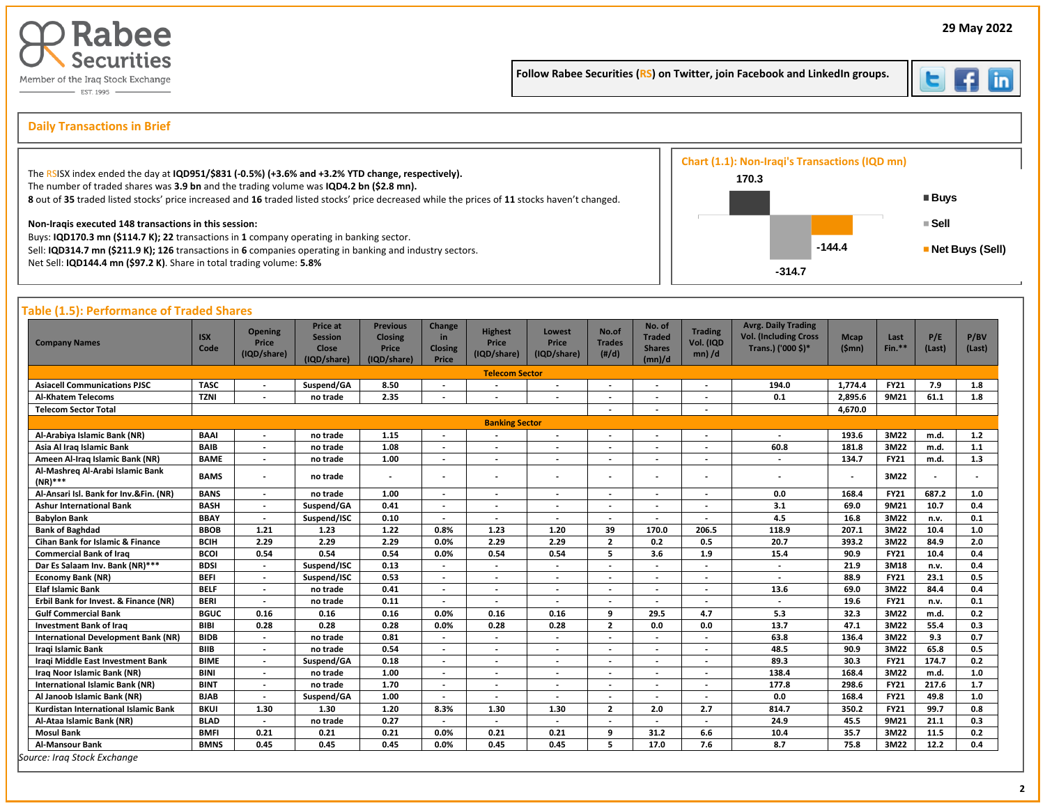Rabee Securities
Member of the Iraq Stock Exchange
EST. 1995

29 May 2022

Follow Rabee Securities (RS) on Twitter, join Facebook and LinkedIn groups.

## Daily Transactions in Brief

The RSISX index ended the day at **IQD951/$831 (-0.5%) (+3.6% and +3.2% YTD change, respectively).**
The number of traded shares was **3.9 bn** and the trading volume was **IQD4.2 bn ($2.8 mn).**
**8** out of **35** traded listed stocks' price increased and **16** traded listed stocks' price decreased while the prices of **11** stocks haven't changed.

**Non-Iraqis executed 148 transactions in this session:**
Buys: **IQD170.3 mn ($114.7 K)**; **22** transactions in **1** company operating in banking sector.
Sell: **IQD314.7 mn ($211.9 K)**; **126** transactions in **6** companies operating in banking and industry sectors.
Net Sell: **IQD144.4 mn ($97.2 K)**. Share in total trading volume: **5.8%**

### Chart (1.1): Non-Iraqi's Transactions (IQD mn)

| | Value |
|---|---|
| Buys | 170.3 |
| Sell | -314.7 |
| Net Buys (Sell) | -144.4 |

## Table (1.5): Performance of Traded Shares

| Company Names | ISX Code | Opening Price (IQD/share) | Price at Session Close (IQD/share) | Previous Closing Price (IQD/share) | Change in Closing Price | Highest Price (IQD/share) | Lowest Price (IQD/share) | No.of Trades (#/d) | No. of Traded Shares (mn)/d | Trading Vol. (IQD mn) /d | Avrg. Daily Trading Vol. (Including Cross Trans.) ('000 $)* | Mcap ($mn) | Last Fin.** | P/E (Last) | P/BV (Last) |
|---|---|---|---|---|---|---|---|---|---|---|---|---|---|---|---|
| **Telecom Sector** | | | | | | | | | | | | | | | |
| Asiacell Communications PJSC | TASC | - | Suspend/GA | 8.50 | - | - | - | - | - | - | 194.0 | 1,774.4 | FY21 | 7.9 | 1.8 |
| Al-Khatem Telecoms | TZNI | - | no trade | 2.35 | - | - | - | - | - | - | 0.1 | 2,895.6 | 9M21 | 61.1 | 1.8 |
| Telecom Sector Total | | | | | | | | - | - | - | | 4,670.0 | | | |
| **Banking Sector** | | | | | | | | | | | | | | | |
| Al-Arabiya Islamic Bank (NR) | BAAI | - | no trade | 1.15 | - | - | - | - | - | - | - | 193.6 | 3M22 | m.d. | 1.2 |
| Asia Al Iraq Islamic Bank | BAIB | - | no trade | 1.08 | - | - | - | - | - | - | 60.8 | 181.8 | 3M22 | m.d. | 1.1 |
| Ameen Al-Iraq Islamic Bank (NR) | BAME | - | no trade | 1.00 | - | - | - | - | - | - | - | 134.7 | FY21 | m.d. | 1.3 |
| Al-Mashreq Al-Arabi Islamic Bank (NR)*** | BAMS | - | no trade | - | - | - | - | - | - | - | - | - | 3M22 | - | - |
| Al-Ansari Isl. Bank for Inv.&Fin. (NR) | BANS | - | no trade | 1.00 | - | - | - | - | - | - | 0.0 | 168.4 | FY21 | 687.2 | 1.0 |
| Ashur International Bank | BASH | - | Suspend/GA | 0.41 | - | - | - | - | - | - | 3.1 | 69.0 | 9M21 | 10.7 | 0.4 |
| Babylon Bank | BBAY | - | Suspend/ISC | 0.10 | - | - | - | - | - | - | 4.5 | 16.8 | 3M22 | n.v. | 0.1 |
| Bank of Baghdad | BBOB | 1.21 | 1.23 | 1.22 | 0.8% | 1.23 | 1.20 | 39 | 170.0 | 206.5 | 118.9 | 207.1 | 3M22 | 10.4 | 1.0 |
| Cihan Bank for Islamic & Finance | BCIH | 2.29 | 2.29 | 2.29 | 0.0% | 2.29 | 2.29 | 2 | 0.2 | 0.5 | 20.7 | 393.2 | 3M22 | 84.9 | 2.0 |
| Commercial Bank of Iraq | BCOI | 0.54 | 0.54 | 0.54 | 0.0% | 0.54 | 0.54 | 5 | 3.6 | 1.9 | 15.4 | 90.9 | FY21 | 10.4 | 0.4 |
| Dar Es Salaam Inv. Bank (NR)*** | BDSI | - | Suspend/ISC | 0.13 | - | - | - | - | - | - | - | 21.9 | 3M18 | n.v. | 0.4 |
| Economy Bank (NR) | BEFI | - | Suspend/ISC | 0.53 | - | - | - | - | - | - | - | 88.9 | FY21 | 23.1 | 0.5 |
| Elaf Islamic Bank | BELF | - | no trade | 0.41 | - | - | - | - | - | - | 13.6 | 69.0 | 3M22 | 84.4 | 0.4 |
| Erbil Bank for Invest. & Finance (NR) | BERI | - | no trade | 0.11 | - | - | - | - | - | - | - | 19.6 | FY21 | n.v. | 0.1 |
| Gulf Commercial Bank | BGUC | 0.16 | 0.16 | 0.16 | 0.0% | 0.16 | 0.16 | 9 | 29.5 | 4.7 | 5.3 | 32.3 | 3M22 | m.d. | 0.2 |
| Investment Bank of Iraq | BIBI | 0.28 | 0.28 | 0.28 | 0.0% | 0.28 | 0.28 | 2 | 0.0 | 0.0 | 13.7 | 47.1 | 3M22 | 55.4 | 0.3 |
| International Development Bank (NR) | BIDB | - | no trade | 0.81 | - | - | - | - | - | - | 63.8 | 136.4 | 3M22 | 9.3 | 0.7 |
| Iraqi Islamic Bank | BIIB | - | no trade | 0.54 | - | - | - | - | - | - | 48.5 | 90.9 | 3M22 | 65.8 | 0.5 |
| Iraqi Middle East Investment Bank | BIME | - | Suspend/GA | 0.18 | - | - | - | - | - | - | 89.3 | 30.3 | FY21 | 174.7 | 0.2 |
| Iraq Noor Islamic Bank (NR) | BINI | - | no trade | 1.00 | - | - | - | - | - | - | 138.4 | 168.4 | 3M22 | m.d. | 1.0 |
| International Islamic Bank (NR) | BINT | - | no trade | 1.70 | - | - | - | - | - | - | 177.8 | 298.6 | 3M22 | 217.6 | 1.7 |
| Al Janoob Islamic Bank (NR) | BJAB | - | Suspend/GA | 1.00 | - | - | - | - | - | - | 0.0 | 168.4 | FY21 | 49.8 | 1.0 |
| Kurdistan International Islamic Bank | BKUI | 1.30 | 1.30 | 1.20 | 8.3% | 1.30 | 1.30 | 2 | 2.0 | 2.7 | 814.7 | 350.2 | FY21 | 99.7 | 0.8 |
| Al-Ataa Islamic Bank (NR) | BLAD | - | no trade | 0.27 | - | - | - | - | - | - | 24.9 | 45.5 | 9M21 | 21.1 | 0.3 |
| Mosul Bank | BMFI | 0.21 | 0.21 | 0.21 | 0.0% | 0.21 | 0.21 | 9 | 31.2 | 6.6 | 10.4 | 35.7 | 3M22 | 11.5 | 0.2 |
| Al-Mansour Bank | BMNS | 0.45 | 0.45 | 0.45 | 0.0% | 0.45 | 0.45 | 5 | 17.0 | 7.6 | 8.7 | 75.8 | 3M22 | 12.2 | 0.4 |

*Source: Iraq Stock Exchange*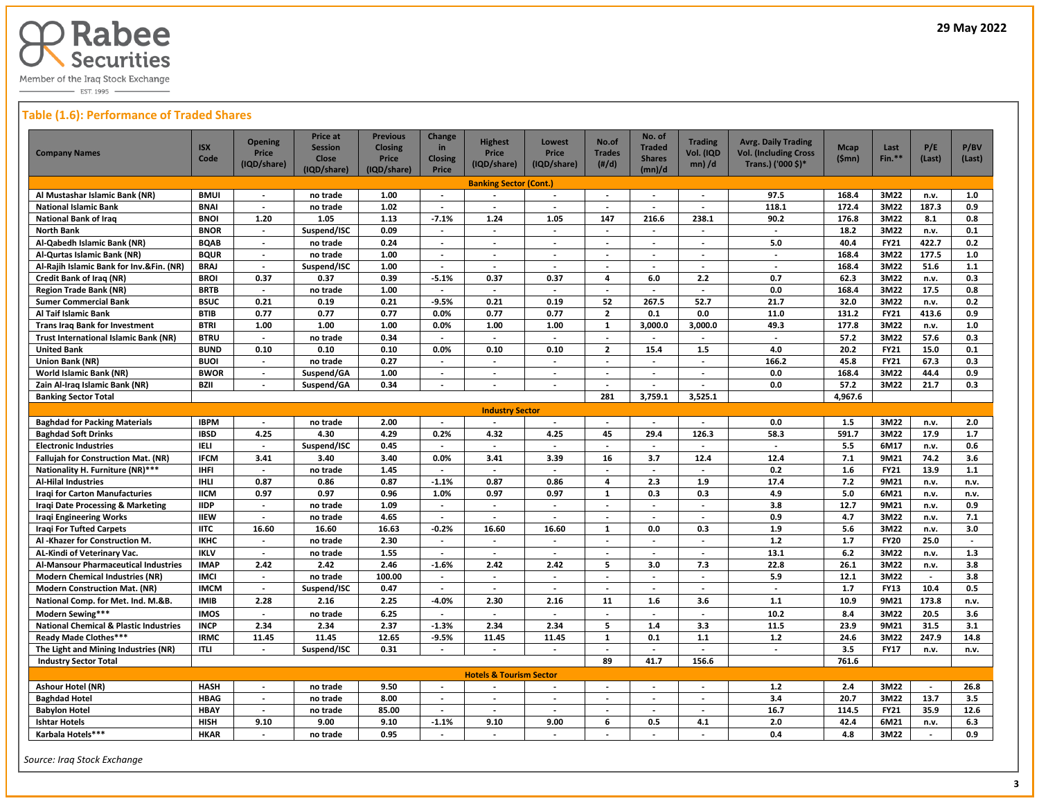## Table (1.6): Performance of Traded Shares

| Company Names | ISX Code | Opening Price (IQD/share) | Price at Session Close (IQD/share) | Previous Closing Price (IQD/share) | Change in Closing Price | Highest Price (IQD/share) | Lowest Price (IQD/share) | No.of Trades (#/d) | No. of Traded Shares (mn)/d | Trading Vol. (IQD mn) /d | Avrg. Daily Trading Vol. (Including Cross Trans.) ('000 $)* | Mcap ($mn) | Last Fin.** | P/E (Last) | P/BV (Last) |
|---|---|---|---|---|---|---|---|---|---|---|---|---|---|---|---|
| **Banking Sector (Cont.)** | | | | | | | | | | | | | | | |
| Al Mustashar Islamic Bank (NR) | BMUI | - | no trade | 1.00 | - | - | - | - | - | - | 97.5 | 168.4 | 3M22 | n.v. | 1.0 |
| National Islamic Bank | BNAI | - | no trade | 1.02 | - | - | - | - | - | - | 118.1 | 172.4 | 3M22 | 187.3 | 0.9 |
| National Bank of Iraq | BNOI | 1.20 | 1.05 | 1.13 | -7.1% | 1.24 | 1.05 | 147 | 216.6 | 238.1 | 90.2 | 176.8 | 3M22 | 8.1 | 0.8 |
| North Bank | BNOR | - | Suspend/ISC | 0.09 | - | - | - | - | - | - | - | 18.2 | 3M22 | n.v. | 0.1 |
| Al-Qabedh Islamic Bank (NR) | BQAB | - | no trade | 0.24 | - | - | - | - | - | - | 5.0 | 40.4 | FY21 | 422.7 | 0.2 |
| Al-Qurtas Islamic Bank (NR) | BQUR | - | no trade | 1.00 | - | - | - | - | - | - | - | 168.4 | 3M22 | 177.5 | 1.0 |
| Al-Rajih Islamic Bank for Inv.&Fin. (NR) | BRAJ | - | Suspend/ISC | 1.00 | - | - | - | - | - | - | - | 168.4 | 3M22 | 51.6 | 1.1 |
| Credit Bank of Iraq (NR) | BROI | 0.37 | 0.37 | 0.39 | -5.1% | 0.37 | 0.37 | 4 | 6.0 | 2.2 | 0.7 | 62.3 | 3M22 | n.v. | 0.3 |
| Region Trade Bank (NR) | BRTB | - | no trade | 1.00 | - | - | - | - | - | - | 0.0 | 168.4 | 3M22 | 17.5 | 0.8 |
| Sumer Commercial Bank | BSUC | 0.21 | 0.19 | 0.21 | -9.5% | 0.21 | 0.19 | 52 | 267.5 | 52.7 | 21.7 | 32.0 | 3M22 | n.v. | 0.2 |
| Al Taif Islamic Bank | BTIB | 0.77 | 0.77 | 0.77 | 0.0% | 0.77 | 0.77 | 2 | 0.1 | 0.0 | 11.0 | 131.2 | FY21 | 413.6 | 0.9 |
| Trans Iraq Bank for Investment | BTRI | 1.00 | 1.00 | 1.00 | 0.0% | 1.00 | 1.00 | 1 | 3,000.0 | 3,000.0 | 49.3 | 177.8 | 3M22 | n.v. | 1.0 |
| Trust International Islamic Bank (NR) | BTRU | - | no trade | 0.34 | - | - | - | - | - | - | - | 57.2 | 3M22 | 57.6 | 0.3 |
| United Bank | BUND | 0.10 | 0.10 | 0.10 | 0.0% | 0.10 | 0.10 | 2 | 15.4 | 1.5 | 4.0 | 20.2 | FY21 | 15.0 | 0.1 |
| Union Bank (NR) | BUOI | - | no trade | 0.27 | - | - | - | - | - | - | 166.2 | 45.8 | FY21 | 67.3 | 0.3 |
| World Islamic Bank (NR) | BWOR | - | Suspend/GA | 1.00 | - | - | - | - | - | - | 0.0 | 168.4 | 3M22 | 44.4 | 0.9 |
| Zain Al-Iraq Islamic Bank (NR) | BZII | - | Suspend/GA | 0.34 | - | - | - | - | - | - | 0.0 | 57.2 | 3M22 | 21.7 | 0.3 |
| **Banking Sector Total** | | | | | | | | 281 | 3,759.1 | 3,525.1 | | 4,967.6 | | | |
| **Industry Sector** | | | | | | | | | | | | | | | |
| Baghdad for Packing Materials | IBPM | - | no trade | 2.00 | - | - | - | - | - | - | 0.0 | 1.5 | 3M22 | n.v. | 2.0 |
| Baghdad Soft Drinks | IBSD | 4.25 | 4.30 | 4.29 | 0.2% | 4.32 | 4.25 | 45 | 29.4 | 126.3 | 58.3 | 591.7 | 3M22 | 17.9 | 1.7 |
| Electronic Industries | IELI | - | Suspend/ISC | 0.45 | - | - | - | - | - | - | - | 5.5 | 6M17 | n.v. | 0.6 |
| Fallujah for Construction Mat. (NR) | IFCM | 3.41 | 3.40 | 3.40 | 0.0% | 3.41 | 3.39 | 16 | 3.7 | 12.4 | 12.4 | 7.1 | 9M21 | 74.2 | 3.6 |
| Nationality H. Furniture (NR)*** | IHFI | - | no trade | 1.45 | - | - | - | - | - | - | 0.2 | 1.6 | FY21 | 13.9 | 1.1 |
| Al-Hilal Industries | IHLI | 0.87 | 0.86 | 0.87 | -1.1% | 0.87 | 0.86 | 4 | 2.3 | 1.9 | 17.4 | 7.2 | 9M21 | n.v. | n.v. |
| Iraqi for Carton Manufactures | IICM | 0.97 | 0.97 | 0.96 | 1.0% | 0.97 | 0.97 | 1 | 0.3 | 0.3 | 4.9 | 5.0 | 6M21 | n.v. | n.v. |
| Iraqi Date Processing & Marketing | IIDP | - | no trade | 1.09 | - | - | - | - | - | - | 3.8 | 12.7 | 9M21 | n.v. | 0.9 |
| Iraqi Engineering Works | IIEW | - | no trade | 4.65 | - | - | - | - | - | - | 0.9 | 4.7 | 3M22 | n.v. | 7.1 |
| Iraqi For Tufted Carpets | IITC | 16.60 | 16.60 | 16.63 | -0.2% | 16.60 | 16.60 | 1 | 0.0 | 0.3 | 1.9 | 5.6 | 3M22 | n.v. | 3.0 |
| Al -Khazer for Construction M. | IKHC | - | no trade | 2.30 | - | - | - | - | - | - | 1.2 | 1.7 | FY20 | 25.0 | - |
| AL-Kindi of Veterinary Vac. | IKLV | - | no trade | 1.55 | - | - | - | - | - | - | 13.1 | 6.2 | 3M22 | n.v. | 1.3 |
| Al-Mansour Pharmaceutical Industries | IMAP | 2.42 | 2.42 | 2.46 | -1.6% | 2.42 | 2.42 | 5 | 3.0 | 7.3 | 22.8 | 26.1 | 3M22 | n.v. | 3.8 |
| Modern Chemical Industries (NR) | IMCI | - | no trade | 100.00 | - | - | - | - | - | - | 5.9 | 12.1 | 3M22 | - | 3.8 |
| Modern Construction Mat. (NR) | IMCM | - | Suspend/ISC | 0.47 | - | - | - | - | - | - | - | 1.7 | FY13 | 10.4 | 0.5 |
| National Comp. for Met. Ind. M.&B. | IMIB | 2.28 | 2.16 | 2.25 | -4.0% | 2.30 | 2.16 | 11 | 1.6 | 3.6 | 1.1 | 10.9 | 9M21 | 173.8 | n.v. |
| Modern Sewing*** | IMOS | - | no trade | 6.25 | - | - | - | - | - | - | 10.2 | 8.4 | 3M22 | 20.5 | 3.6 |
| National Chemical & Plastic Industries | INCP | 2.34 | 2.34 | 2.37 | -1.3% | 2.34 | 2.34 | 5 | 1.4 | 3.3 | 11.5 | 23.9 | 9M21 | 31.5 | 3.1 |
| Ready Made Clothes*** | IRMC | 11.45 | 11.45 | 12.65 | -9.5% | 11.45 | 11.45 | 1 | 0.1 | 1.1 | 1.2 | 24.6 | 3M22 | 247.9 | 14.8 |
| The Light and Mining Industries (NR) | ITLI | - | Suspend/ISC | 0.31 | - | - | - | - | - | - | - | 3.5 | FY17 | n.v. | n.v. |
| **Industry Sector Total** | | | | | | | | 89 | 41.7 | 156.6 | | 761.6 | | | |
| **Hotels & Tourism Sector** | | | | | | | | | | | | | | | |
| Ashour Hotel (NR) | HASH | - | no trade | 9.50 | - | - | - | - | - | - | 1.2 | 2.4 | 3M22 | - | 26.8 |
| Baghdad Hotel | HBAG | - | no trade | 8.00 | - | - | - | - | - | - | 3.4 | 20.7 | 3M22 | 13.7 | 3.5 |
| Babylon Hotel | HBAY | - | no trade | 85.00 | - | - | - | - | - | - | 16.7 | 114.5 | FY21 | 35.9 | 12.6 |
| Ishtar Hotels | HISH | 9.10 | 9.00 | 9.10 | -1.1% | 9.10 | 9.00 | 6 | 0.5 | 4.1 | 2.0 | 42.4 | 6M21 | n.v. | 6.3 |
| Karbala Hotels*** | HKAR | - | no trade | 0.95 | - | - | - | - | - | - | 0.4 | 4.8 | 3M22 | - | 0.9 |

*Source: Iraq Stock Exchange*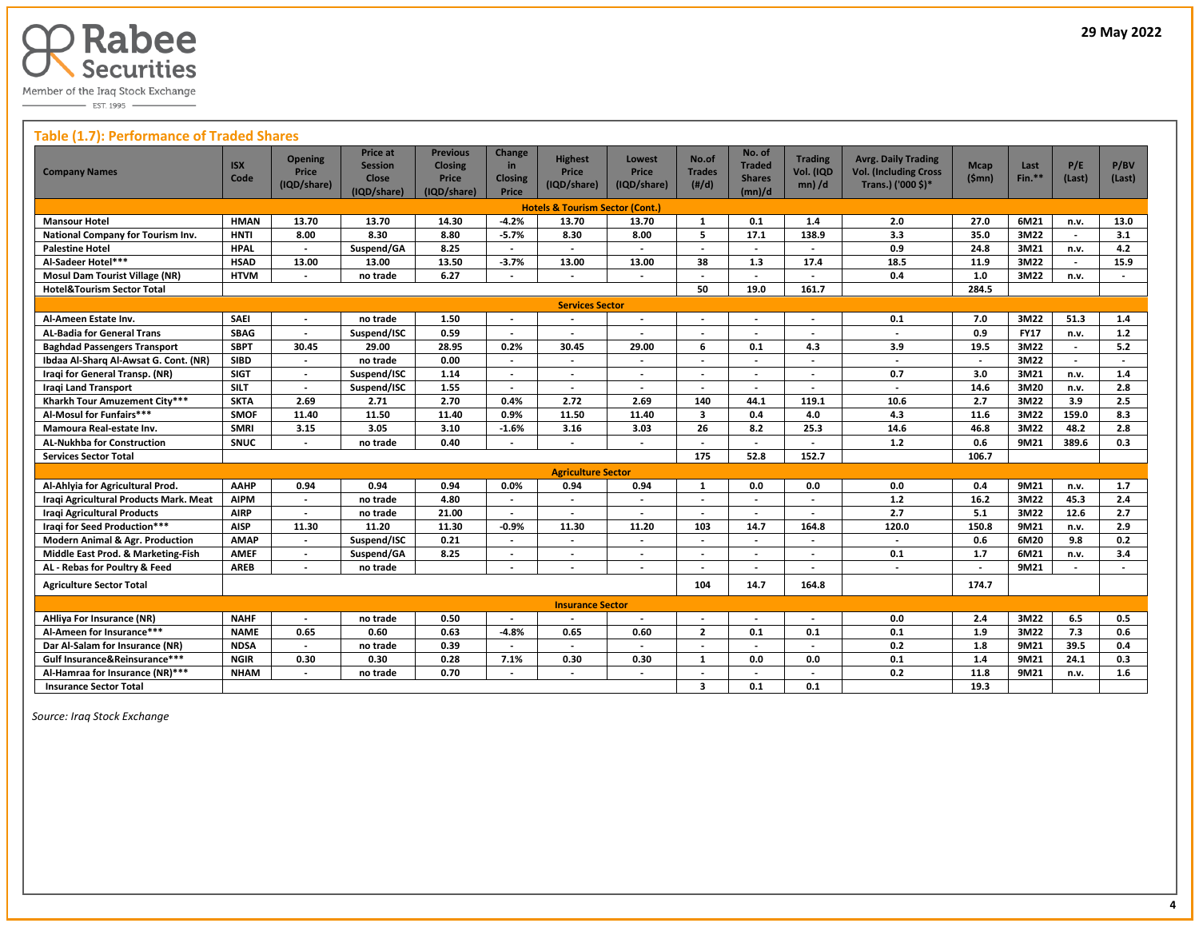29 May 2022

## Table (1.7): Performance of Traded Shares

| Company Names | ISX Code | Opening Price (IQD/share) | Price at Session Close (IQD/share) | Previous Closing Price (IQD/share) | Change in Closing Price | Highest Price (IQD/share) | Lowest Price (IQD/share) | No.of Trades (#/d) | No. of Traded Shares (mn)/d | Trading Vol. (IQD mn) /d | Avrg. Daily Trading Vol. (Including Cross Trans.) ('000 $)* | Mcap ($mn) | Last Fin.** | P/E (Last) | P/BV (Last) |
|---|---|---|---|---|---|---|---|---|---|---|---|---|---|---|---|
| **Hotels & Tourism Sector (Cont.)** | | | | | | | | | | | | | | | |
| Mansour Hotel | HMAN | 13.70 | 13.70 | 14.30 | -4.2% | 13.70 | 13.70 | 1 | 0.1 | 1.4 | 2.0 | 27.0 | 6M21 | n.v. | 13.0 |
| National Company for Tourism Inv. | HNTI | 8.00 | 8.30 | 8.80 | -5.7% | 8.30 | 8.00 | 5 | 17.1 | 138.9 | 3.3 | 35.0 | 3M22 | - | 3.1 |
| Palestine Hotel | HPAL | - | Suspend/GA | 8.25 | - | - | - | - | - | - | 0.9 | 24.8 | 3M21 | n.v. | 4.2 |
| Al-Sadeer Hotel*** | HSAD | 13.00 | 13.00 | 13.50 | -3.7% | 13.00 | 13.00 | 38 | 1.3 | 17.4 | 18.5 | 11.9 | 3M22 | - | 15.9 |
| Mosul Dam Tourist Village (NR) | HTVM | - | no trade | 6.27 | - | - | - | - | - | - | 0.4 | 1.0 | 3M22 | n.v. | - |
| Hotel&Tourism Sector Total | | | | | | | | 50 | 19.0 | 161.7 | | 284.5 | | | |
| **Services Sector** | | | | | | | | | | | | | | | |
| Al-Ameen Estate Inv. | SAEI | - | no trade | 1.50 | - | - | - | - | - | - | 0.1 | 7.0 | 3M22 | 51.3 | 1.4 |
| AL-Badia for General Trans | SBAG | - | Suspend/ISC | 0.59 | - | - | - | - | - | - | - | 0.9 | FY17 | n.v. | 1.2 |
| Baghdad Passengers Transport | SBPT | 30.45 | 29.00 | 28.95 | 0.2% | 30.45 | 29.00 | 6 | 0.1 | 4.3 | 3.9 | 19.5 | 3M22 | - | 5.2 |
| Ibdaa Al-Sharq Al-Awsat G. Cont. (NR) | SIBD | - | no trade | 0.00 | - | - | - | - | - | - | - | - | 3M22 | - | - |
| Iraqi for General Transp. (NR) | SIGT | - | Suspend/ISC | 1.14 | - | - | - | - | - | - | 0.7 | 3.0 | 3M21 | n.v. | 1.4 |
| Iraqi Land Transport | SILT | - | Suspend/ISC | 1.55 | - | - | - | - | - | - | - | 14.6 | 3M20 | n.v. | 2.8 |
| Kharkh Tour Amuzement City*** | SKTA | 2.69 | 2.71 | 2.70 | 0.4% | 2.72 | 2.69 | 140 | 44.1 | 119.1 | 10.6 | 2.7 | 3M22 | 3.9 | 2.5 |
| Al-Mosul for Funfairs*** | SMOF | 11.40 | 11.50 | 11.40 | 0.9% | 11.50 | 11.40 | 3 | 0.4 | 4.0 | 4.3 | 11.6 | 3M22 | 159.0 | 8.3 |
| Mamoura Real-estate Inv. | SMRI | 3.15 | 3.05 | 3.10 | -1.6% | 3.16 | 3.03 | 26 | 8.2 | 25.3 | 14.6 | 46.8 | 3M22 | 48.2 | 2.8 |
| AL-Nukhba for Construction | SNUC | - | no trade | 0.40 | - | - | - | - | - | - | 1.2 | 0.6 | 9M21 | 389.6 | 0.3 |
| Services Sector Total | | | | | | | | 175 | 52.8 | 152.7 | | 106.7 | | | |
| **Agriculture Sector** | | | | | | | | | | | | | | | |
| Al-Ahlyia for Agricultural Prod. | AAHP | 0.94 | 0.94 | 0.94 | 0.0% | 0.94 | 0.94 | 1 | 0.0 | 0.0 | 0.0 | 0.4 | 9M21 | n.v. | 1.7 |
| Iraqi Agricultural Products Mark. Meat | AIPM | - | no trade | 4.80 | - | - | - | - | - | - | 1.2 | 16.2 | 3M22 | 45.3 | 2.4 |
| Iraqi Agricultural Products | AIRP | - | no trade | 21.00 | - | - | - | - | - | - | 2.7 | 5.1 | 3M22 | 12.6 | 2.7 |
| Iraqi for Seed Production*** | AISP | 11.30 | 11.20 | 11.30 | -0.9% | 11.30 | 11.20 | 103 | 14.7 | 164.8 | 120.0 | 150.8 | 9M21 | n.v. | 2.9 |
| Modern Animal & Agr. Production | AMAP | - | Suspend/ISC | 0.21 | - | - | - | - | - | - | - | 0.6 | 6M20 | 9.8 | 0.2 |
| Middle East Prod. & Marketing-Fish | AMEF | - | Suspend/GA | 8.25 | - | - | - | - | - | - | 0.1 | 1.7 | 6M21 | n.v. | 3.4 |
| AL - Rebas for Poultry & Feed | AREB | - | no trade | | - | - | - | - | - | - | - | - | 9M21 | - | - |
| Agriculture Sector Total | | | | | | | | 104 | 14.7 | 164.8 | | 174.7 | | | |
| **Insurance Sector** | | | | | | | | | | | | | | | |
| AHliya For Insurance (NR) | NAHF | - | no trade | 0.50 | - | - | - | - | - | - | 0.0 | 2.4 | 3M22 | 6.5 | 0.5 |
| Al-Ameen for Insurance*** | NAME | 0.65 | 0.60 | 0.63 | -4.8% | 0.65 | 0.60 | 2 | 0.1 | 0.1 | 0.1 | 1.9 | 3M22 | 7.3 | 0.6 |
| Dar Al-Salam for Insurance (NR) | NDSA | - | no trade | 0.39 | - | - | - | - | - | - | 0.2 | 1.8 | 9M21 | 39.5 | 0.4 |
| Gulf Insurance&Reinsurance*** | NGIR | 0.30 | 0.30 | 0.28 | 7.1% | 0.30 | 0.30 | 1 | 0.0 | 0.0 | 0.1 | 1.4 | 9M21 | 24.1 | 0.3 |
| Al-Hamraa for Insurance (NR)*** | NHAM | - | no trade | 0.70 | - | - | - | - | - | - | 0.2 | 11.8 | 9M21 | n.v. | 1.6 |
| Insurance Sector Total | | | | | | | | 3 | 0.1 | 0.1 | | 19.3 | | | |

*Source: Iraq Stock Exchange*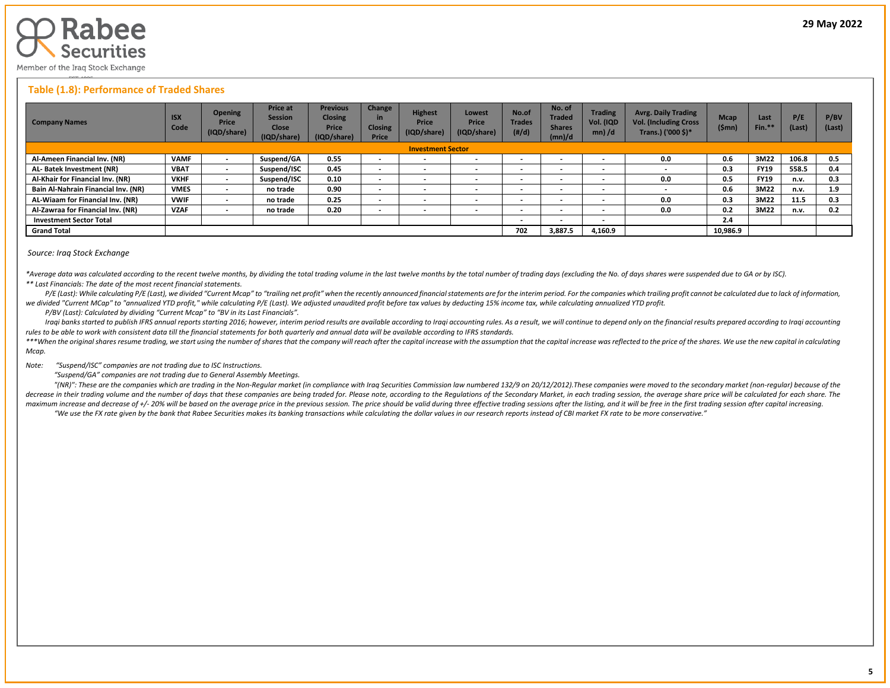## Table (1.8): Performance of Traded Shares

| Company Names | ISX Code | Opening Price (IQD/share) | Price at Session Close (IQD/share) | Previous Closing Price (IQD/share) | Change in Closing Price | Highest Price (IQD/share) | Lowest Price (IQD/share) | No.of Trades (#/d) | No. of Traded Shares (mn)/d | Trading Vol. (IQD mn) /d | Avrg. Daily Trading Vol. (Including Cross Trans.) ('000 $)* | Mcap ($mn) | Last Fin.** | P/E (Last) | P/BV (Last) |
|---|---|---|---|---|---|---|---|---|---|---|---|---|---|---|---|
| **Investment Sector** | | | | | | | | | | | | | | | |
| Al-Ameen Financial Inv. (NR) | VAMF | - | Suspend/GA | 0.55 | - | - | - | - | - | - | 0.0 | 0.6 | 3M22 | 106.8 | 0.5 |
| AL- Batek Investment (NR) | VBAT | - | Suspend/ISC | 0.45 | - | - | - | - | - | - | - | 0.3 | FY19 | 558.5 | 0.4 |
| Al-Khair for Financial Inv. (NR) | VKHF | - | Suspend/ISC | 0.10 | - | - | - | - | - | - | 0.0 | 0.5 | FY19 | n.v. | 0.3 |
| Bain Al-Nahrain Financial Inv. (NR) | VMES | - | no trade | 0.90 | - | - | - | - | - | - | - | 0.6 | 3M22 | n.v. | 1.9 |
| AL-Wiaam for Financial Inv. (NR) | VWIF | - | no trade | 0.25 | - | - | - | - | - | - | 0.0 | 0.3 | 3M22 | 11.5 | 0.3 |
| Al-Zawraa for Financial Inv. (NR) | VZAF | - | no trade | 0.20 | - | - | - | - | - | - | 0.0 | 0.2 | 3M22 | n.v. | 0.2 |
| Investment Sector Total | | | | | | | | - | - | - | | 2.4 | | | |
| Grand Total | | | | | | | | 702 | 3,887.5 | 4,160.9 | | 10,986.9 | | | |

*Source: Iraq Stock Exchange*

**Average data was calculated according to the recent twelve months, by dividing the total trading volume in the last twelve months by the total number of trading days (excluding the No. of days shares were suspended due to GA or by ISC).*

*** Last Financials: The date of the most recent financial statements.*

*P/E (Last): While calculating P/E (Last), we divided "Current Mcap" to "trailing net profit" when the recently announced financial statements are for the interim period. For the companies which trailing profit cannot be calculated due to lack of information, we divided "Current MCap" to "annualized YTD profit," while calculating P/E (Last). We adjusted unaudited profit before tax values by deducting 15% income tax, while calculating annualized YTD profit.*

*P/BV (Last): Calculated by dividing "Current Mcap" to "BV in its Last Financials".*

*Iraqi banks started to publish IFRS annual reports starting 2016; however, interim period results are available according to Iraqi accounting rules. As a result, we will continue to depend only on the financial results prepared according to Iraqi accounting rules to be able to work with consistent data till the financial statements for both quarterly and annual data will be available according to IFRS standards.*

****When the original shares resume trading, we start using the number of shares that the company will reach after the capital increase with the assumption that the capital increase was reflected to the price of the shares. We use the new capital in calculating Mcap.*

*Note: "Suspend/ISC" companies are not trading due to ISC Instructions.*

*"Suspend/GA" companies are not trading due to General Assembly Meetings.*

*"(NR)": These are the companies which are trading in the Non-Regular market (in compliance with Iraq Securities Commission law numbered 132/9 on 20/12/2012).These companies were moved to the secondary market (non-regular) because of the decrease in their trading volume and the number of days that these companies are being traded for. Please note, according to the Regulations of the Secondary Market, in each trading session, the average share price will be calculated for each share. The maximum increase and decrease of +/- 20% will be based on the average price in the previous session. The price should be valid during three effective trading sessions after the listing, and it will be free in the first trading session after capital increasing.*

*"We use the FX rate given by the bank that Rabee Securities makes its banking transactions while calculating the dollar values in our research reports instead of CBI market FX rate to be more conservative."*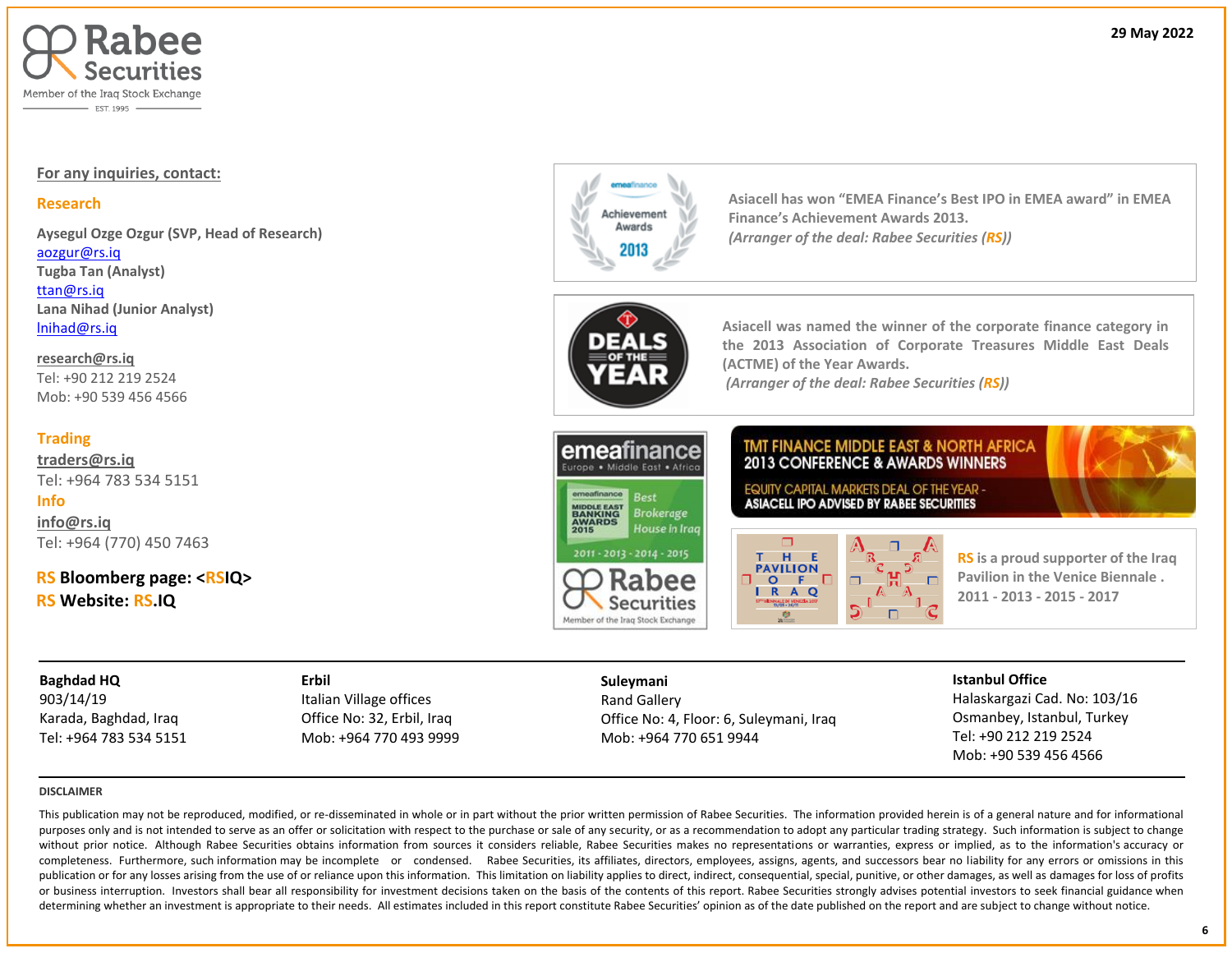29 May 2022

Rabee Securities
Member of the Iraq Stock Exchange
EST. 1995

**For any inquiries, contact:**

**Research**

**Aysegul Ozge Ozgur (SVP, Head of Research)**
aozgur@rs.iq
**Tugba Tan (Analyst)**
ttan@rs.iq
**Lana Nihad (Junior Analyst)**
lnihad@rs.iq

research@rs.iq
Tel: +90 212 219 2524
Mob: +90 539 456 4566

**Trading**
traders@rs.iq
Tel: +964 783 534 5151

**Info**
info@rs.iq
Tel: +964 (770) 450 7463

**RS Bloomberg page: <RSIQ>**
**RS Website: RS.IQ**

Asiacell has won “EMEA Finance’s Best IPO in EMEA award” in EMEA Finance’s Achievement Awards 2013.
*(Arranger of the deal: Rabee Securities (RS))*

Asiacell was named the winner of the corporate finance category in the 2013 Association of Corporate Treasures Middle East Deals (ACTME) of the Year Awards.
*(Arranger of the deal: Rabee Securities (RS))*

emeafinance Europe • Middle East • Africa
emeafinance Middle East Banking Awards 2015 — Best Brokerage House in Iraq
2011 - 2013 - 2014 - 2015
Rabee Securities — Member of the Iraq Stock Exchange

TMT FINANCE MIDDLE EAST & NORTH AFRICA 2013 CONFERENCE & AWARDS WINNERS
EQUITY CAPITAL MARKETS DEAL OF THE YEAR - ASIACELL IPO ADVISED BY RABEE SECURITIES

RS is a proud supporter of the Iraq Pavilion in the Venice Biennale . 2011 - 2013 - 2015 - 2017

| **Baghdad HQ** | **Erbil** | **Suleymani** | **Istanbul Office** |
|---|---|---|---|
| 903/14/19 | Italian Village offices | Rand Gallery | Halaskargazi Cad. No: 103/16 |
| Karada, Baghdad, Iraq | Office No: 32, Erbil, Iraq | Office No: 4, Floor: 6, Suleymani, Iraq | Osmanbey, Istanbul, Turkey |
| Tel: +964 783 534 5151 | Mob: +964 770 493 9999 | Mob: +964 770 651 9944 | Tel: +90 212 219 2524 |
| | | | Mob: +90 539 456 4566 |

**DISCLAIMER**

This publication may not be reproduced, modified, or re-disseminated in whole or in part without the prior written permission of Rabee Securities. The information provided herein is of a general nature and for informational purposes only and is not intended to serve as an offer or solicitation with respect to the purchase or sale of any security, or as a recommendation to adopt any particular trading strategy. Such information is subject to change without prior notice. Although Rabee Securities obtains information from sources it considers reliable, Rabee Securities makes no representations or warranties, express or implied, as to the information's accuracy or completeness. Furthermore, such information may be incomplete or condensed. Rabee Securities, its affiliates, directors, employees, assigns, agents, and successors bear no liability for any errors or omissions in this publication or for any losses arising from the use of or reliance upon this information. This limitation on liability applies to direct, indirect, consequential, special, punitive, or other damages, as well as damages for loss of profits or business interruption. Investors shall bear all responsibility for investment decisions taken on the basis of the contents of this report. Rabee Securities strongly advises potential investors to seek financial guidance when determining whether an investment is appropriate to their needs. All estimates included in this report constitute Rabee Securities' opinion as of the date published on the report and are subject to change without notice.